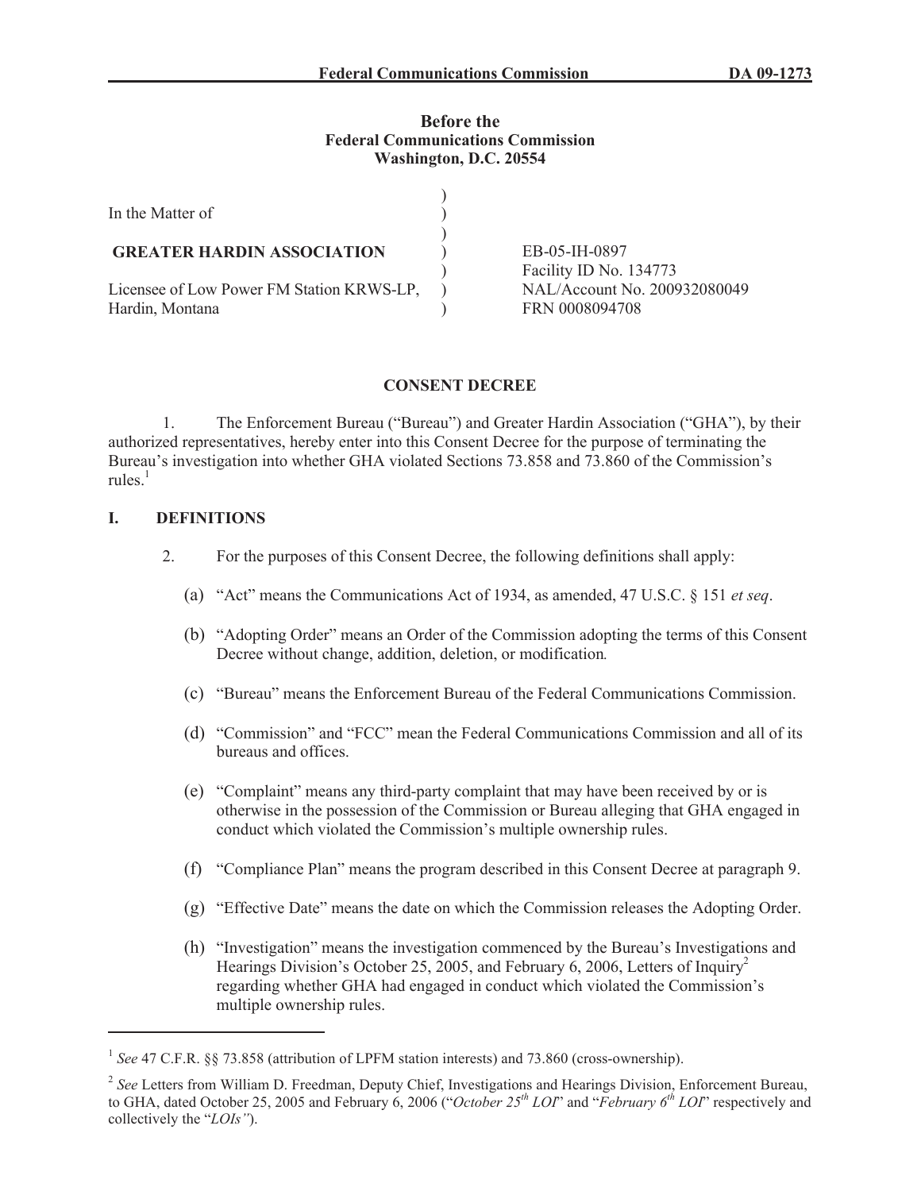**Federal Communications Commission DA 09-1273**

**Before the**
**Federal Communications Commission**
**Washington, D.C. 20554**

| | |
|---|---|
| In the Matter of | |
| **GREATER HARDIN ASSOCIATION** | EB-05-IH-0897 |
| | Facility ID No. 134773 |
| Licensee of Low Power FM Station KRWS-LP, | NAL/Account No. 200932080049 |
| Hardin, Montana | FRN 0008094708 |

**CONSENT DECREE**

1. The Enforcement Bureau ("Bureau") and Greater Hardin Association ("GHA"), by their authorized representatives, hereby enter into this Consent Decree for the purpose of terminating the Bureau's investigation into whether GHA violated Sections 73.858 and 73.860 of the Commission's rules.[1]

## I. DEFINITIONS

2. For the purposes of this Consent Decree, the following definitions shall apply:

(a) "Act" means the Communications Act of 1934, as amended, 47 U.S.C. § 151 *et seq*.

(b) "Adopting Order" means an Order of the Commission adopting the terms of this Consent Decree without change, addition, deletion, or modification*.*

(c) "Bureau" means the Enforcement Bureau of the Federal Communications Commission.

(d) "Commission" and "FCC" mean the Federal Communications Commission and all of its bureaus and offices.

(e) "Complaint" means any third-party complaint that may have been received by or is otherwise in the possession of the Commission or Bureau alleging that GHA engaged in conduct which violated the Commission's multiple ownership rules.

(f) "Compliance Plan" means the program described in this Consent Decree at paragraph 9.

(g) "Effective Date" means the date on which the Commission releases the Adopting Order.

(h) "Investigation" means the investigation commenced by the Bureau's Investigations and Hearings Division's October 25, 2005, and February 6, 2006, Letters of Inquiry[2] regarding whether GHA had engaged in conduct which violated the Commission's multiple ownership rules.

---

[1] *See* 47 C.F.R. §§ 73.858 (attribution of LPFM station interests) and 73.860 (cross-ownership).

[2] *See* Letters from William D. Freedman, Deputy Chief, Investigations and Hearings Division, Enforcement Bureau, to GHA, dated October 25, 2005 and February 6, 2006 ("*October 25th LOI*" and "*February 6th LOI*" respectively and collectively the "*LOIs"*).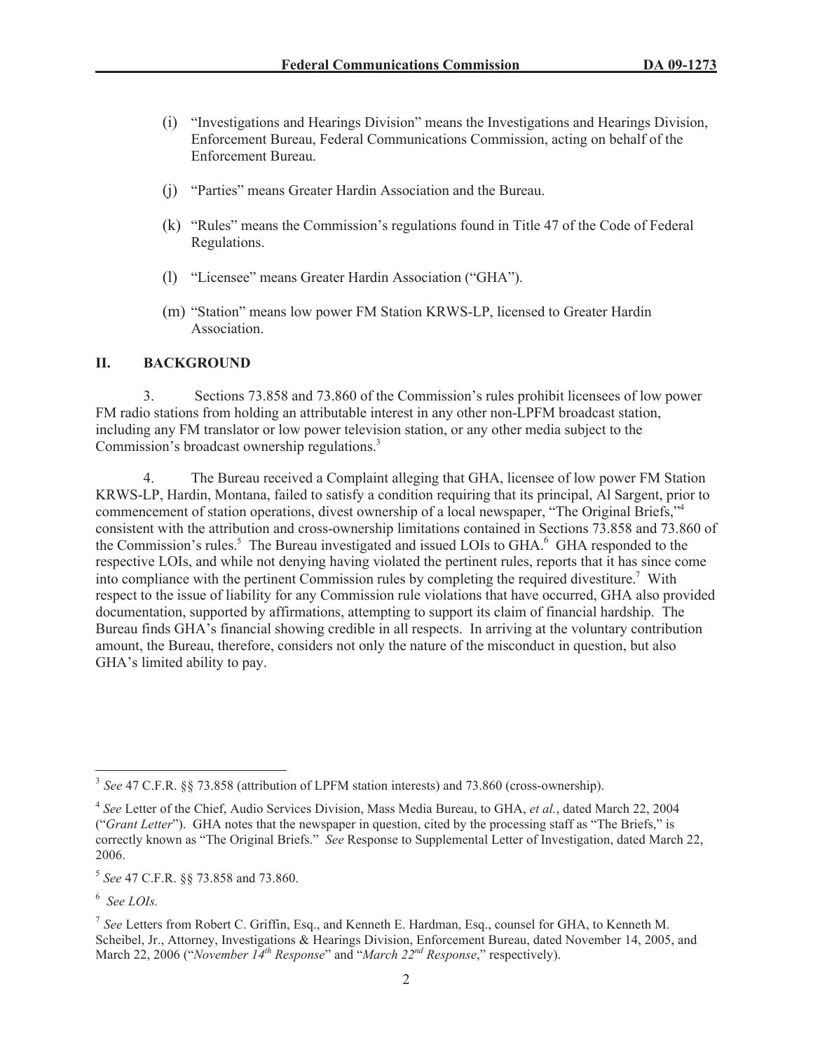(i) "Investigations and Hearings Division" means the Investigations and Hearings Division, Enforcement Bureau, Federal Communications Commission, acting on behalf of the Enforcement Bureau.

(j) "Parties" means Greater Hardin Association and the Bureau.

(k) "Rules" means the Commission's regulations found in Title 47 of the Code of Federal Regulations.

(l) "Licensee" means Greater Hardin Association ("GHA").

(m) "Station" means low power FM Station KRWS-LP, licensed to Greater Hardin Association.

## II. BACKGROUND

3. Sections 73.858 and 73.860 of the Commission's rules prohibit licensees of low power FM radio stations from holding an attributable interest in any other non-LPFM broadcast station, including any FM translator or low power television station, or any other media subject to the Commission's broadcast ownership regulations.[3]

4. The Bureau received a Complaint alleging that GHA, licensee of low power FM Station KRWS-LP, Hardin, Montana, failed to satisfy a condition requiring that its principal, Al Sargent, prior to commencement of station operations, divest ownership of a local newspaper, "The Original Briefs,"[4] consistent with the attribution and cross-ownership limitations contained in Sections 73.858 and 73.860 of the Commission's rules.[5] The Bureau investigated and issued LOIs to GHA.[6] GHA responded to the respective LOIs, and while not denying having violated the pertinent rules, reports that it has since come into compliance with the pertinent Commission rules by completing the required divestiture.[7] With respect to the issue of liability for any Commission rule violations that have occurred, GHA also provided documentation, supported by affirmations, attempting to support its claim of financial hardship. The Bureau finds GHA's financial showing credible in all respects. In arriving at the voluntary contribution amount, the Bureau, therefore, considers not only the nature of the misconduct in question, but also GHA's limited ability to pay.

---

[3] *See* 47 C.F.R. §§ 73.858 (attribution of LPFM station interests) and 73.860 (cross-ownership).

[4] *See* Letter of the Chief, Audio Services Division, Mass Media Bureau, to GHA, *et al.*, dated March 22, 2004 ("*Grant Letter*"). GHA notes that the newspaper in question, cited by the processing staff as "The Briefs," is correctly known as "The Original Briefs." *See* Response to Supplemental Letter of Investigation, dated March 22, 2006.

[5] *See* 47 C.F.R. §§ 73.858 and 73.860.

[6] *See LOIs.*

[7] *See* Letters from Robert C. Griffin, Esq., and Kenneth E. Hardman, Esq., counsel for GHA, to Kenneth M. Scheibel, Jr., Attorney, Investigations & Hearings Division, Enforcement Bureau, dated November 14, 2005, and March 22, 2006 ("*November 14th Response*" and "*March 22nd Response*," respectively).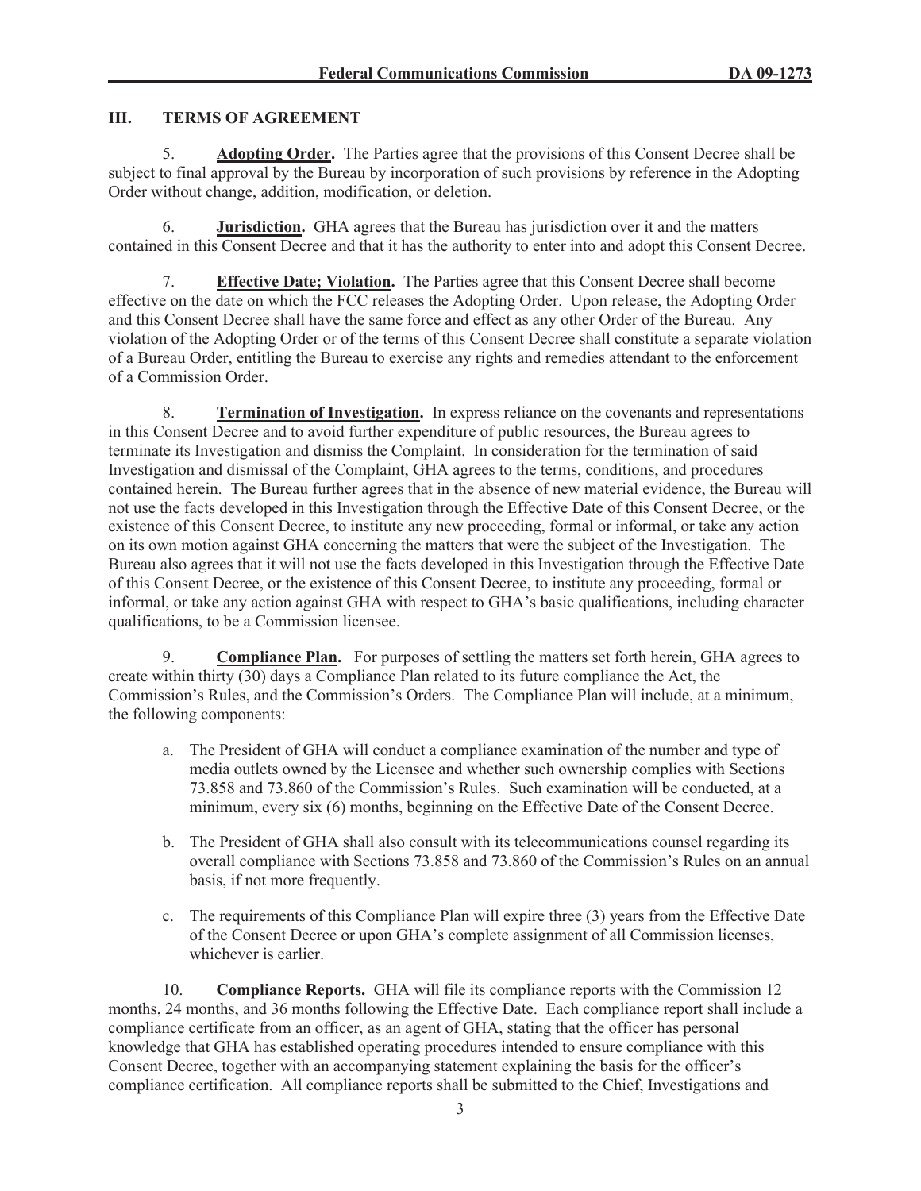## III. TERMS OF AGREEMENT

5. **Adopting Order.** The Parties agree that the provisions of this Consent Decree shall be subject to final approval by the Bureau by incorporation of such provisions by reference in the Adopting Order without change, addition, modification, or deletion.

6. **Jurisdiction.** GHA agrees that the Bureau has jurisdiction over it and the matters contained in this Consent Decree and that it has the authority to enter into and adopt this Consent Decree.

7. **Effective Date; Violation.** The Parties agree that this Consent Decree shall become effective on the date on which the FCC releases the Adopting Order. Upon release, the Adopting Order and this Consent Decree shall have the same force and effect as any other Order of the Bureau. Any violation of the Adopting Order or of the terms of this Consent Decree shall constitute a separate violation of a Bureau Order, entitling the Bureau to exercise any rights and remedies attendant to the enforcement of a Commission Order.

8. **Termination of Investigation.** In express reliance on the covenants and representations in this Consent Decree and to avoid further expenditure of public resources, the Bureau agrees to terminate its Investigation and dismiss the Complaint. In consideration for the termination of said Investigation and dismissal of the Complaint, GHA agrees to the terms, conditions, and procedures contained herein. The Bureau further agrees that in the absence of new material evidence, the Bureau will not use the facts developed in this Investigation through the Effective Date of this Consent Decree, or the existence of this Consent Decree, to institute any new proceeding, formal or informal, or take any action on its own motion against GHA concerning the matters that were the subject of the Investigation. The Bureau also agrees that it will not use the facts developed in this Investigation through the Effective Date of this Consent Decree, or the existence of this Consent Decree, to institute any proceeding, formal or informal, or take any action against GHA with respect to GHA's basic qualifications, including character qualifications, to be a Commission licensee.

9. **Compliance Plan.** For purposes of settling the matters set forth herein, GHA agrees to create within thirty (30) days a Compliance Plan related to its future compliance the Act, the Commission's Rules, and the Commission's Orders. The Compliance Plan will include, at a minimum, the following components:

a. The President of GHA will conduct a compliance examination of the number and type of media outlets owned by the Licensee and whether such ownership complies with Sections 73.858 and 73.860 of the Commission's Rules. Such examination will be conducted, at a minimum, every six (6) months, beginning on the Effective Date of the Consent Decree.

b. The President of GHA shall also consult with its telecommunications counsel regarding its overall compliance with Sections 73.858 and 73.860 of the Commission's Rules on an annual basis, if not more frequently.

c. The requirements of this Compliance Plan will expire three (3) years from the Effective Date of the Consent Decree or upon GHA's complete assignment of all Commission licenses, whichever is earlier.

10. **Compliance Reports.** GHA will file its compliance reports with the Commission 12 months, 24 months, and 36 months following the Effective Date. Each compliance report shall include a compliance certificate from an officer, as an agent of GHA, stating that the officer has personal knowledge that GHA has established operating procedures intended to ensure compliance with this Consent Decree, together with an accompanying statement explaining the basis for the officer's compliance certification. All compliance reports shall be submitted to the Chief, Investigations and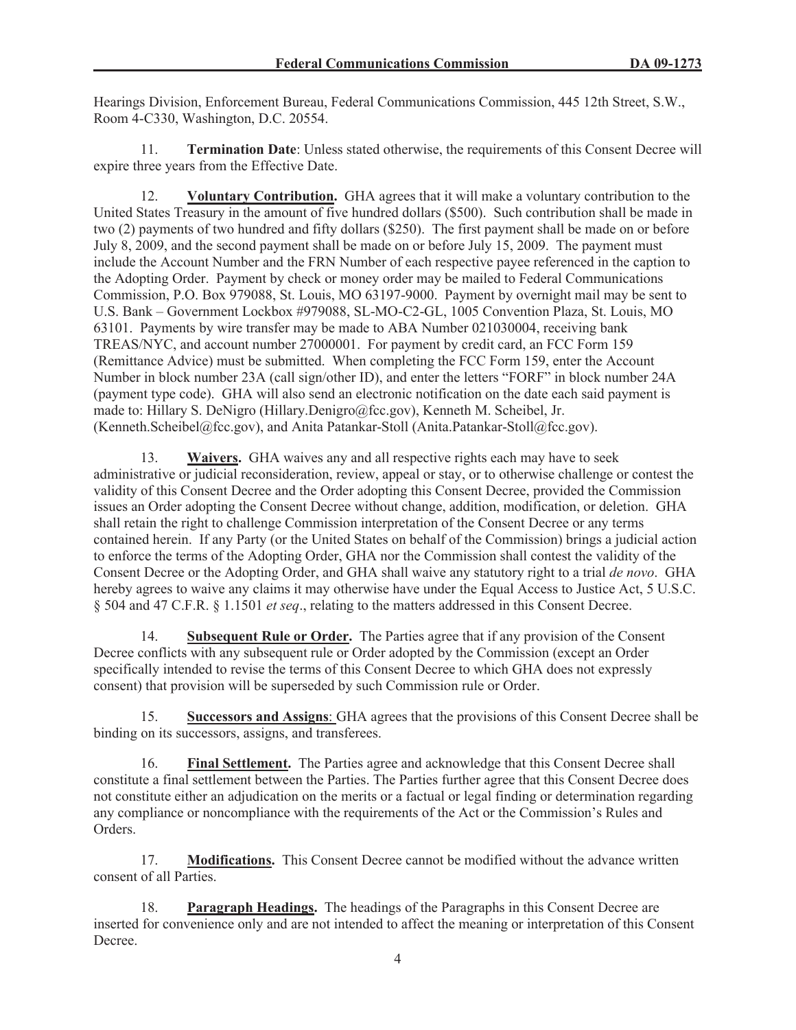Hearings Division, Enforcement Bureau, Federal Communications Commission, 445 12th Street, S.W., Room 4-C330, Washington, D.C. 20554.

11. **Termination Date**: Unless stated otherwise, the requirements of this Consent Decree will expire three years from the Effective Date.

12. **Voluntary Contribution.** GHA agrees that it will make a voluntary contribution to the United States Treasury in the amount of five hundred dollars ($500). Such contribution shall be made in two (2) payments of two hundred and fifty dollars ($250). The first payment shall be made on or before July 8, 2009, and the second payment shall be made on or before July 15, 2009. The payment must include the Account Number and the FRN Number of each respective payee referenced in the caption to the Adopting Order. Payment by check or money order may be mailed to Federal Communications Commission, P.O. Box 979088, St. Louis, MO 63197-9000. Payment by overnight mail may be sent to U.S. Bank – Government Lockbox #979088, SL-MO-C2-GL, 1005 Convention Plaza, St. Louis, MO 63101. Payments by wire transfer may be made to ABA Number 021030004, receiving bank TREAS/NYC, and account number 27000001. For payment by credit card, an FCC Form 159 (Remittance Advice) must be submitted. When completing the FCC Form 159, enter the Account Number in block number 23A (call sign/other ID), and enter the letters "FORF" in block number 24A (payment type code). GHA will also send an electronic notification on the date each said payment is made to: Hillary S. DeNigro (Hillary.Denigro@fcc.gov), Kenneth M. Scheibel, Jr. (Kenneth.Scheibel@fcc.gov), and Anita Patankar-Stoll (Anita.Patankar-Stoll@fcc.gov).

13. **Waivers.** GHA waives any and all respective rights each may have to seek administrative or judicial reconsideration, review, appeal or stay, or to otherwise challenge or contest the validity of this Consent Decree and the Order adopting this Consent Decree, provided the Commission issues an Order adopting the Consent Decree without change, addition, modification, or deletion. GHA shall retain the right to challenge Commission interpretation of the Consent Decree or any terms contained herein. If any Party (or the United States on behalf of the Commission) brings a judicial action to enforce the terms of the Adopting Order, GHA nor the Commission shall contest the validity of the Consent Decree or the Adopting Order, and GHA shall waive any statutory right to a trial *de novo*. GHA hereby agrees to waive any claims it may otherwise have under the Equal Access to Justice Act, 5 U.S.C. § 504 and 47 C.F.R. § 1.1501 *et seq*., relating to the matters addressed in this Consent Decree.

14. **Subsequent Rule or Order.** The Parties agree that if any provision of the Consent Decree conflicts with any subsequent rule or Order adopted by the Commission (except an Order specifically intended to revise the terms of this Consent Decree to which GHA does not expressly consent) that provision will be superseded by such Commission rule or Order.

15. **Successors and Assigns**: GHA agrees that the provisions of this Consent Decree shall be binding on its successors, assigns, and transferees.

16. **Final Settlement.** The Parties agree and acknowledge that this Consent Decree shall constitute a final settlement between the Parties. The Parties further agree that this Consent Decree does not constitute either an adjudication on the merits or a factual or legal finding or determination regarding any compliance or noncompliance with the requirements of the Act or the Commission's Rules and Orders.

17. **Modifications.** This Consent Decree cannot be modified without the advance written consent of all Parties.

18. **Paragraph Headings.** The headings of the Paragraphs in this Consent Decree are inserted for convenience only and are not intended to affect the meaning or interpretation of this Consent Decree.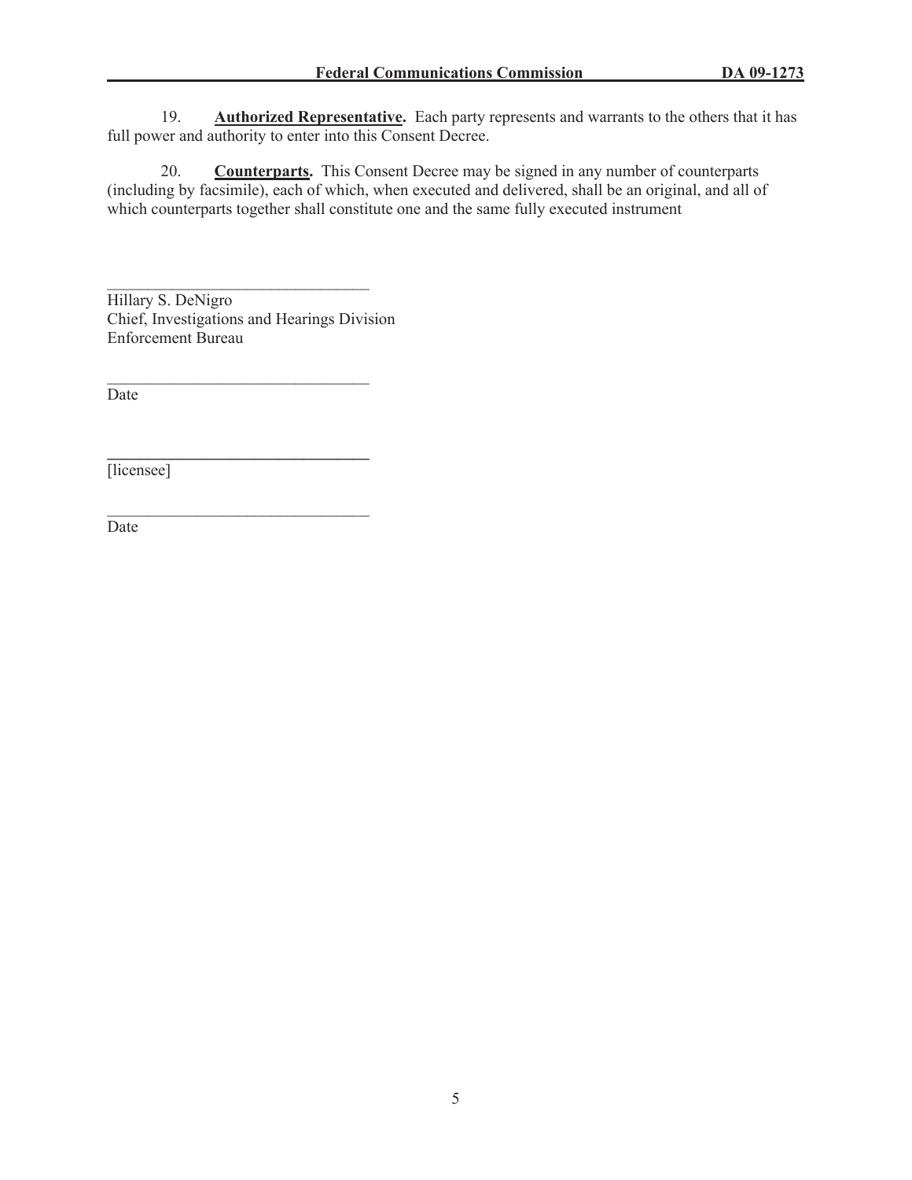19. **Authorized Representative.** Each party represents and warrants to the others that it has full power and authority to enter into this Consent Decree.

20. **Counterparts.** This Consent Decree may be signed in any number of counterparts (including by facsimile), each of which, when executed and delivered, shall be an original, and all of which counterparts together shall constitute one and the same fully executed instrument

\_\_\_\_\_\_\_\_\_\_\_\_\_\_\_\_\_\_\_\_\_\_\_\_\_\_\_\_\_\_\_\_

Hillary S. DeNigro
Chief, Investigations and Hearings Division
Enforcement Bureau

\_\_\_\_\_\_\_\_\_\_\_\_\_\_\_\_\_\_\_\_\_\_\_\_\_\_\_\_\_\_\_\_

Date

\_\_\_\_\_\_\_\_\_\_\_\_\_\_\_\_\_\_\_\_\_\_\_\_\_\_\_\_\_\_\_\_

[licensee]

\_\_\_\_\_\_\_\_\_\_\_\_\_\_\_\_\_\_\_\_\_\_\_\_\_\_\_\_\_\_\_\_

Date